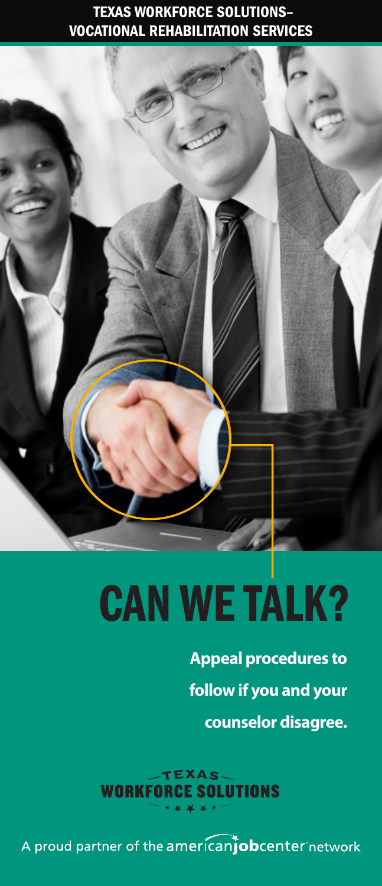TEXAS WORKFORCE SOLUTIONS–
VOCATIONAL REHABILITATION SERVICES

# CAN WE TALK?

**Appeal procedures to follow if you and your counselor disagree.**

TEXAS WORKFORCE SOLUTIONS

A proud partner of the americanjobcenter network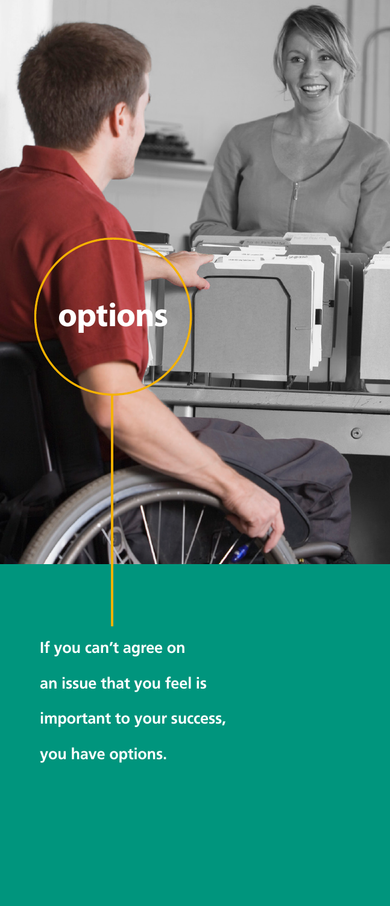# options

**If you can't agree on an issue that you feel is important to your success, you have options.**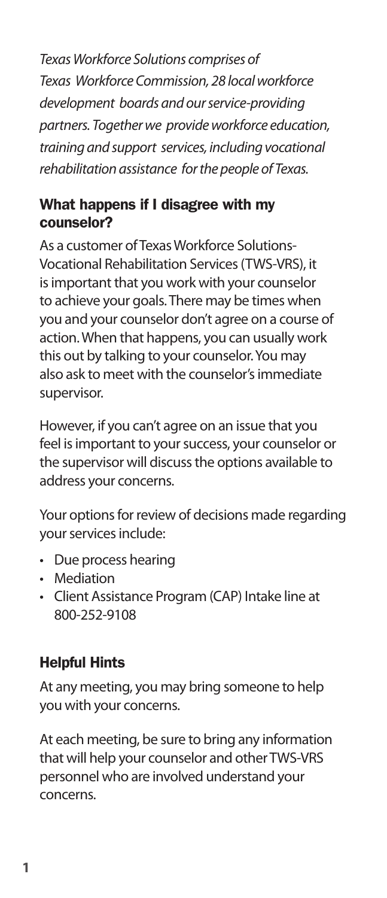*Texas Workforce Solutions comprises of Texas Workforce Commission, 28 local workforce development boards and our service-providing partners. Together we provide workforce education, training and support services, including vocational rehabilitation assistance for the people of Texas.*

## What happens if I disagree with my counselor?

As a customer of Texas Workforce Solutions-Vocational Rehabilitation Services (TWS-VRS), it is important that you work with your counselor to achieve your goals. There may be times when you and your counselor don't agree on a course of action. When that happens, you can usually work this out by talking to your counselor. You may also ask to meet with the counselor's immediate supervisor.

However, if you can't agree on an issue that you feel is important to your success, your counselor or the supervisor will discuss the options available to address your concerns.

Your options for review of decisions made regarding your services include:

- Due process hearing
- Mediation
- Client Assistance Program (CAP) Intake line at 800-252-9108

## Helpful Hints

At any meeting, you may bring someone to help you with your concerns.

At each meeting, be sure to bring any information that will help your counselor and other TWS-VRS personnel who are involved understand your concerns.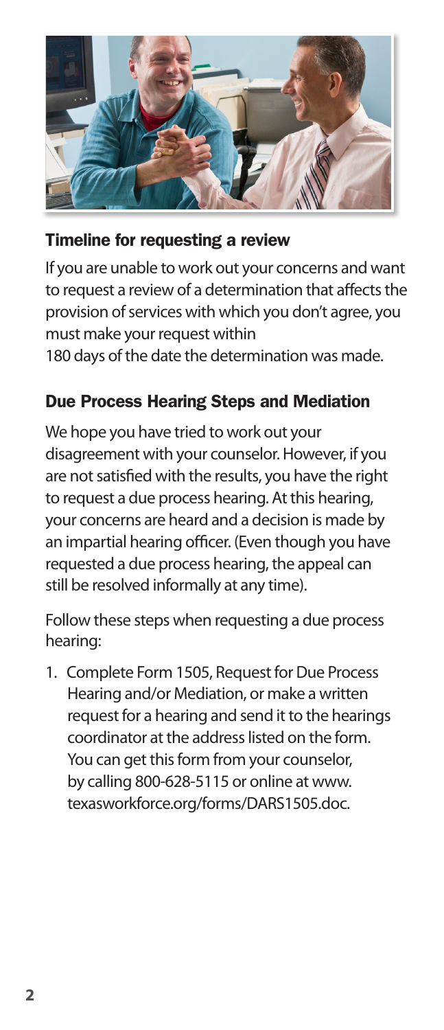## Timeline for requesting a review

If you are unable to work out your concerns and want to request a review of a determination that affects the provision of services with which you don't agree, you must make your request within 180 days of the date the determination was made.

## Due Process Hearing Steps and Mediation

We hope you have tried to work out your disagreement with your counselor. However, if you are not satisfied with the results, you have the right to request a due process hearing. At this hearing, your concerns are heard and a decision is made by an impartial hearing officer. (Even though you have requested a due process hearing, the appeal can still be resolved informally at any time).

Follow these steps when requesting a due process hearing:

1. Complete Form 1505, Request for Due Process Hearing and/or Mediation, or make a written request for a hearing and send it to the hearings coordinator at the address listed on the form. You can get this form from your counselor, by calling 800-628-5115 or online at www.texasworkforce.org/forms/DARS1505.doc.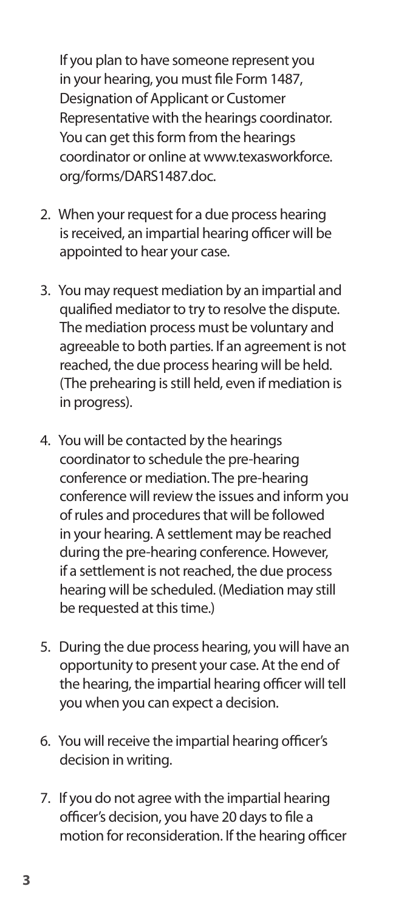If you plan to have someone represent you in your hearing, you must file Form 1487, Designation of Applicant or Customer Representative with the hearings coordinator. You can get this form from the hearings coordinator or online at www.texasworkforce.org/forms/DARS1487.doc.

2. When your request for a due process hearing is received, an impartial hearing officer will be appointed to hear your case.

3. You may request mediation by an impartial and qualified mediator to try to resolve the dispute. The mediation process must be voluntary and agreeable to both parties. If an agreement is not reached, the due process hearing will be held. (The prehearing is still held, even if mediation is in progress).

4. You will be contacted by the hearings coordinator to schedule the pre-hearing conference or mediation. The pre-hearing conference will review the issues and inform you of rules and procedures that will be followed in your hearing. A settlement may be reached during the pre-hearing conference. However, if a settlement is not reached, the due process hearing will be scheduled. (Mediation may still be requested at this time.)

5. During the due process hearing, you will have an opportunity to present your case. At the end of the hearing, the impartial hearing officer will tell you when you can expect a decision.

6. You will receive the impartial hearing officer's decision in writing.

7. If you do not agree with the impartial hearing officer's decision, you have 20 days to file a motion for reconsideration. If the hearing officer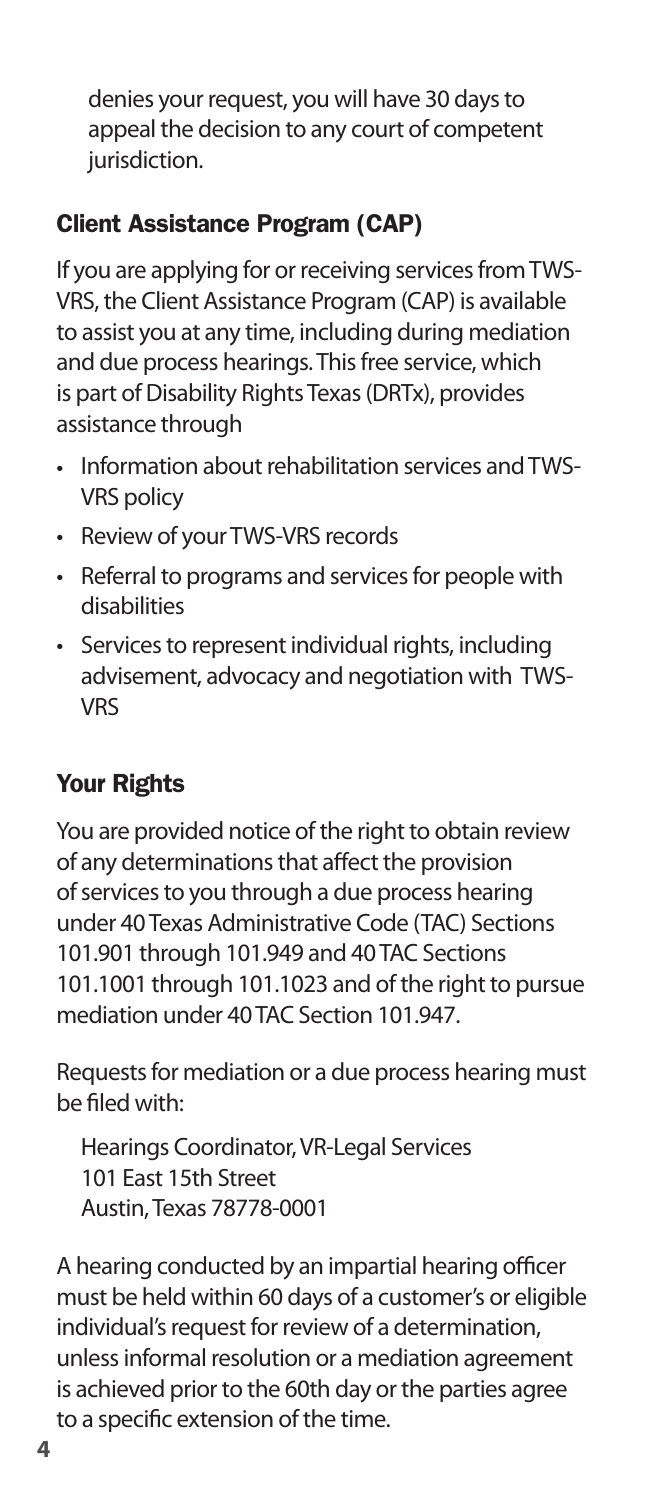denies your request, you will have 30 days to appeal the decision to any court of competent jurisdiction.

### Client Assistance Program (CAP)

If you are applying for or receiving services from TWS-VRS, the Client Assistance Program (CAP) is available to assist you at any time, including during mediation and due process hearings. This free service, which is part of Disability Rights Texas (DRTx), provides assistance through

- Information about rehabilitation services and TWS-VRS policy
- Review of your TWS-VRS records
- Referral to programs and services for people with disabilities
- Services to represent individual rights, including advisement, advocacy and negotiation with TWS-VRS

### Your Rights

You are provided notice of the right to obtain review of any determinations that affect the provision of services to you through a due process hearing under 40 Texas Administrative Code (TAC) Sections 101.901 through 101.949 and 40 TAC Sections 101.1001 through 101.1023 and of the right to pursue mediation under 40 TAC Section 101.947.

Requests for mediation or a due process hearing must be filed with:

Hearings Coordinator, VR-Legal Services
101 East 15th Street
Austin, Texas 78778-0001

A hearing conducted by an impartial hearing officer must be held within 60 days of a customer's or eligible individual's request for review of a determination, unless informal resolution or a mediation agreement is achieved prior to the 60th day or the parties agree to a specific extension of the time.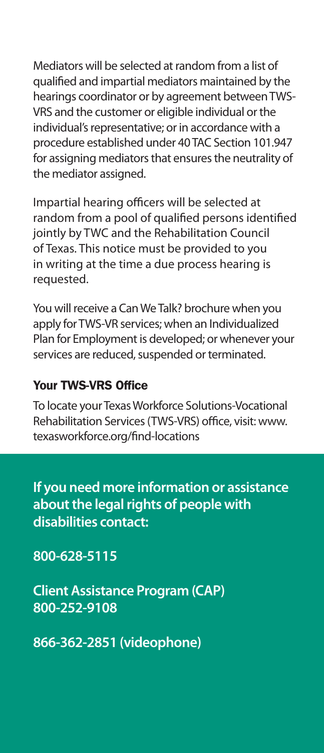Mediators will be selected at random from a list of qualified and impartial mediators maintained by the hearings coordinator or by agreement between TWS-VRS and the customer or eligible individual or the individual's representative; or in accordance with a procedure established under 40 TAC Section 101.947 for assigning mediators that ensures the neutrality of the mediator assigned.

Impartial hearing officers will be selected at random from a pool of qualified persons identified jointly by TWC and the Rehabilitation Council of Texas. This notice must be provided to you in writing at the time a due process hearing is requested.

You will receive a Can We Talk? brochure when you apply for TWS-VR services; when an Individualized Plan for Employment is developed; or whenever your services are reduced, suspended or terminated.

### Your TWS-VRS Office

To locate your Texas Workforce Solutions-Vocational Rehabilitation Services (TWS-VRS) office, visit: www.texasworkforce.org/find-locations

**If you need more information or assistance about the legal rights of people with disabilities contact:**

**800-628-5115**

**Client Assistance Program (CAP)**
**800-252-9108**

**866-362-2851 (videophone)**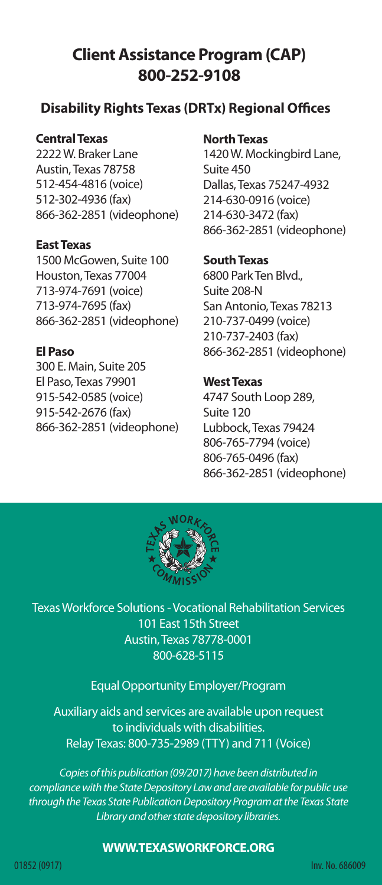# Client Assistance Program (CAP)
# 800-252-9108

## Disability Rights Texas (DRTx) Regional Offices

**Central Texas**
2222 W. Braker Lane
Austin, Texas 78758
512-454-4816 (voice)
512-302-4936 (fax)
866-362-2851 (videophone)

**East Texas**
1500 McGowen, Suite 100
Houston, Texas 77004
713-974-7691 (voice)
713-974-7695 (fax)
866-362-2851 (videophone)

**El Paso**
300 E. Main, Suite 205
El Paso, Texas 79901
915-542-0585 (voice)
915-542-2676 (fax)
866-362-2851 (videophone)

**North Texas**
1420 W. Mockingbird Lane,
Suite 450
Dallas, Texas 75247-4932
214-630-0916 (voice)
214-630-3472 (fax)
866-362-2851 (videophone)

**South Texas**
6800 Park Ten Blvd.,
Suite 208-N
San Antonio, Texas 78213
210-737-0499 (voice)
210-737-2403 (fax)
866-362-2851 (videophone)

**West Texas**
4747 South Loop 289,
Suite 120
Lubbock, Texas 79424
806-765-7794 (voice)
806-765-0496 (fax)
866-362-2851 (videophone)

Texas Workforce Commission

Texas Workforce Solutions - Vocational Rehabilitation Services
101 East 15th Street
Austin, Texas 78778-0001
800-628-5115

Equal Opportunity Employer/Program

Auxiliary aids and services are available upon request to individuals with disabilities.
Relay Texas: 800-735-2989 (TTY) and 711 (Voice)

*Copies of this publication (09/2017) have been distributed in compliance with the State Depository Law and are available for public use through the Texas State Publication Depository Program at the Texas State Library and other state depository libraries.*

**WWW.TEXASWORKFORCE.ORG**

01852 (0917) Inv. No. 686009